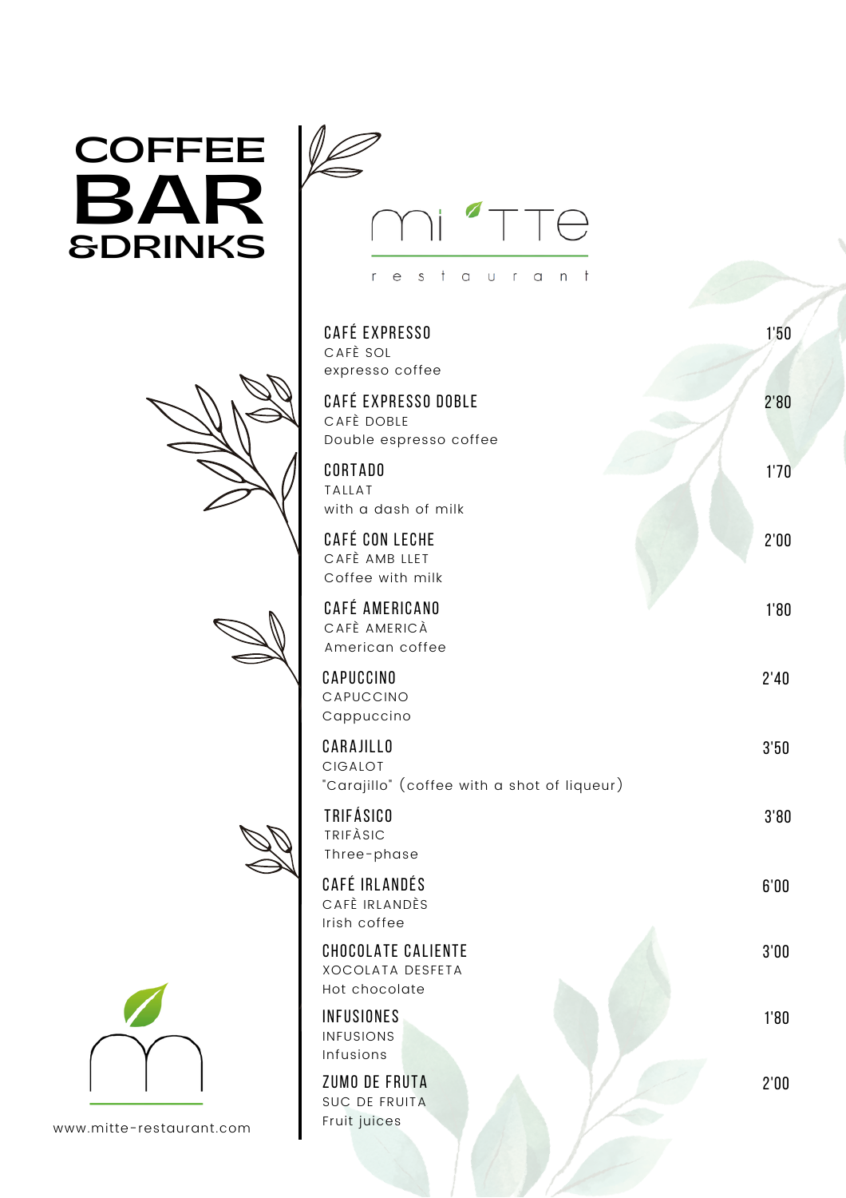# COFFEE BAR & DRINKS

mi TTe

restaurant

| Item | Price |
| --- | --- |
| **CAFÉ EXPRESSO**<br>CAFÈ SOL<br>expresso coffee | 1'50 |
| **CAFÉ EXPRESSO DOBLE**<br>CAFÈ DOBLE<br>Double espresso coffee | 2'80 |
| **CORTADO**<br>TALLAT<br>with a dash of milk | 1'70 |
| **CAFÉ CON LECHE**<br>CAFÈ AMB LLET<br>Coffee with milk | 2'00 |
| **CAFÉ AMERICANO**<br>CAFÈ AMERICÀ<br>American coffee | 1'80 |
| **CAPUCCINO**<br>CAPUCCINO<br>Cappuccino | 2'40 |
| **CARAJILLO**<br>CIGALOT<br>"Carajillo" (coffee with a shot of liqueur) | 3'50 |
| **TRIFÁSICO**<br>TRIFÀSIC<br>Three-phase | 3'80 |
| **CAFÉ IRLANDÉS**<br>CAFÈ IRLANDÈS<br>Irish coffee | 6'00 |
| **CHOCOLATE CALIENTE**<br>XOCOLATA DESFETA<br>Hot chocolate | 3'00 |
| **INFUSIONES**<br>INFUSIONS<br>Infusions | 1'80 |
| **ZUMO DE FRUTA**<br>SUC DE FRUITA<br>Fruit juices | 2'00 |

www.mitte-restaurant.com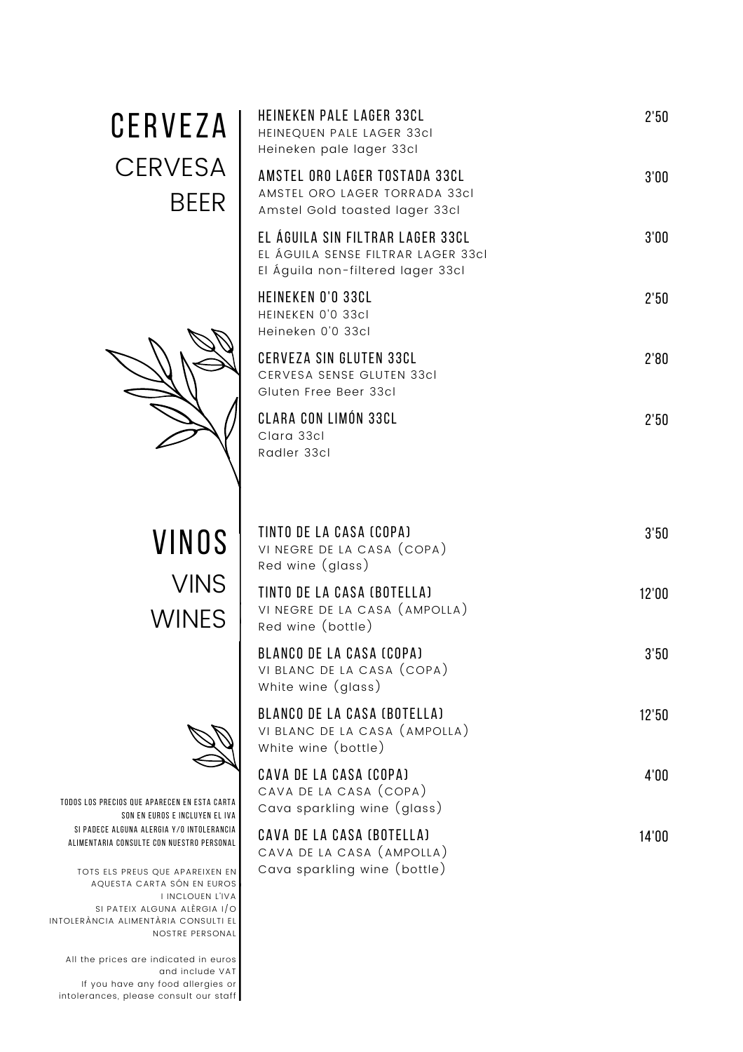## CERVEZA
### CERVESA
### BEER

| | |
|---|---|
| **HEINEKEN PALE LAGER 33CL**<br>HEINEQUEN PALE LAGER 33cl<br>Heineken pale lager 33cl | 2'50 |
| **AMSTEL ORO LAGER TOSTADA 33CL**<br>AMSTEL ORO LAGER TORRADA 33cl<br>Amstel Gold toasted lager 33cl | 3'00 |
| **EL ÁGUILA SIN FILTRAR LAGER 33CL**<br>EL ÁGUILA SENSE FILTRAR LAGER 33cl<br>El Águila non-filtered lager 33cl | 3'00 |
| **HEINEKEN 0'0 33CL**<br>HEINEKEN 0'0 33cl<br>Heineken 0'0 33cl | 2'50 |
| **CERVEZA SIN GLUTEN 33CL**<br>CERVESA SENSE GLUTEN 33cl<br>Gluten Free Beer 33cl | 2'80 |
| **CLARA CON LIMÓN 33CL**<br>Clara 33cl<br>Radler 33cl | 2'50 |

## VINOS
### VINS
### WINES

| | |
|---|---|
| **TINTO DE LA CASA (COPA)**<br>VI NEGRE DE LA CASA (COPA)<br>Red wine (glass) | 3'50 |
| **TINTO DE LA CASA (BOTELLA)**<br>VI NEGRE DE LA CASA (AMPOLLA)<br>Red wine (bottle) | 12'00 |
| **BLANCO DE LA CASA (COPA)**<br>VI BLANC DE LA CASA (COPA)<br>White wine (glass) | 3'50 |
| **BLANCO DE LA CASA (BOTELLA)**<br>VI BLANC DE LA CASA (AMPOLLA)<br>White wine (bottle) | 12'50 |
| **CAVA DE LA CASA (COPA)**<br>CAVA DE LA CASA (COPA)<br>Cava sparkling wine (glass) | 4'00 |
| **CAVA DE LA CASA (BOTELLA)**<br>CAVA DE LA CASA (AMPOLLA)<br>Cava sparkling wine (bottle) | 14'00 |

TODOS LOS PRECIOS QUE APARECEN EN ESTA CARTA SON EN EUROS E INCLUYEN EL IVA
SI PADECE ALGUNA ALERGIA Y/O INTOLERANCIA ALIMENTARIA CONSULTE CON NUESTRO PERSONAL

TOTS ELS PREUS QUE APAREIXEN EN AQUESTA CARTA SÓN EN EUROS I INCLOUEN L'IVA
SI PATEIX ALGUNA ALÈRGIA I/O INTOLERÀNCIA ALIMENTÀRIA CONSULTI EL NOSTRE PERSONAL

All the prices are indicated in euros and include VAT
If you have any food allergies or intolerances, please consult our staff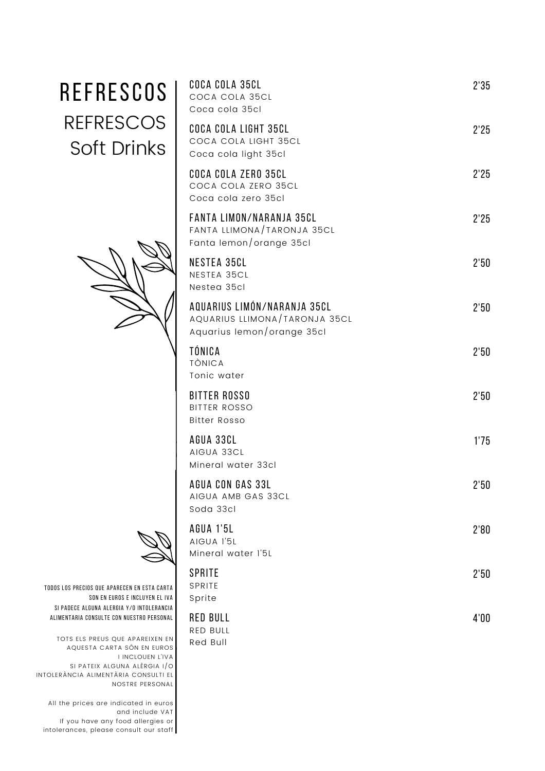# REFRESCOS

## REFRESCOS

## Soft Drinks

| | |
|---|---|
| **COCA COLA 35CL**<br>COCA COLA 35CL<br>Coca cola 35cl | 2'35 |
| **COCA COLA LIGHT 35CL**<br>COCA COLA LIGHT 35CL<br>Coca cola light 35cl | 2'25 |
| **COCA COLA ZERO 35CL**<br>COCA COLA ZERO 35CL<br>Coca cola zero 35cl | 2'25 |
| **FANTA LIMON/NARANJA 35CL**<br>FANTA LLIMONA/TARONJA 35CL<br>Fanta lemon/orange 35cl | 2'25 |
| **NESTEA 35CL**<br>NESTEA 35CL<br>Nestea 35cl | 2'50 |
| **AQUARIUS LIMÓN/NARANJA 35CL**<br>AQUARIUS LLIMONA/TARONJA 35CL<br>Aquarius lemon/orange 35cl | 2'50 |
| **TÓNICA**<br>TÒNICA<br>Tonic water | 2'50 |
| **BITTER ROSSO**<br>BITTER ROSSO<br>Bitter Rosso | 2'50 |
| **AGUA 33CL**<br>AIGUA 33CL<br>Mineral water 33cl | 1'75 |
| **AGUA CON GAS 33L**<br>AIGUA AMB GAS 33CL<br>Soda 33cl | 2'50 |
| **AGUA 1'5L**<br>AIGUA 1'5L<br>Mineral water 1'5L | 2'80 |
| **SPRITE**<br>SPRITE<br>Sprite | 2'50 |
| **RED BULL**<br>RED BULL<br>Red Bull | 4'00 |

TODOS LOS PRECIOS QUE APARECEN EN ESTA CARTA SON EN EUROS E INCLUYEN EL IVA
SI PADECE ALGUNA ALERGIA Y/O INTOLERANCIA ALIMENTARIA CONSULTE CON NUESTRO PERSONAL

TOTS ELS PREUS QUE APAREIXEN EN AQUESTA CARTA SÓN EN EUROS I INCLOUEN L'IVA
SI PATEIX ALGUNA ALÈRGIA I/O INTOLERÀNCIA ALIMENTÀRIA CONSULTI EL NOSTRE PERSONAL

All the prices are indicated in euros and include VAT
If you have any food allergies or intolerances, please consult our staff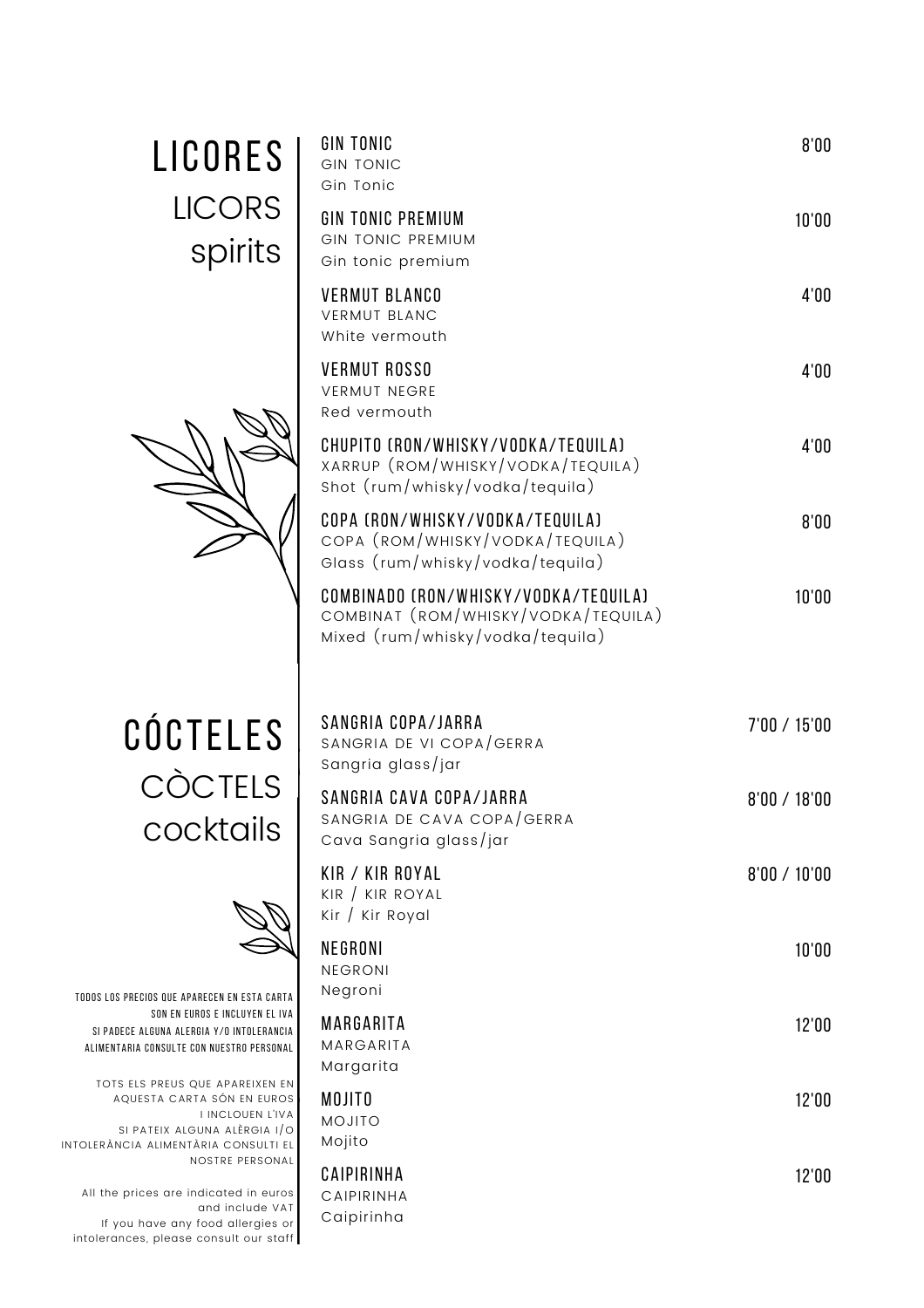# LICORES
## LICORS
## spirits

| | |
|---|---|
| **GIN TONIC**<br>GIN TONIC<br>Gin Tonic | 8'00 |
| **GIN TONIC PREMIUM**<br>GIN TONIC PREMIUM<br>Gin tonic premium | 10'00 |
| **VERMUT BLANCO**<br>VERMUT BLANC<br>White vermouth | 4'00 |
| **VERMUT ROSSO**<br>VERMUT NEGRE<br>Red vermouth | 4'00 |
| **CHUPITO (RON/WHISKY/VODKA/TEQUILA)**<br>XARRUP (ROM/WHISKY/VODKA/TEQUILA)<br>Shot (rum/whisky/vodka/tequila) | 4'00 |
| **COPA (RON/WHISKY/VODKA/TEQUILA)**<br>COPA (ROM/WHISKY/VODKA/TEQUILA)<br>Glass (rum/whisky/vodka/tequila) | 8'00 |
| **COMBINADO (RON/WHISKY/VODKA/TEQUILA)**<br>COMBINAT (ROM/WHISKY/VODKA/TEQUILA)<br>Mixed (rum/whisky/vodka/tequila) | 10'00 |

# CÓCTELES
## CÒCTELS
## cocktails

| | |
|---|---|
| **SANGRIA COPA/JARRA**<br>SANGRIA DE VI COPA/GERRA<br>Sangria glass/jar | 7'00 / 15'00 |
| **SANGRIA CAVA COPA/JARRA**<br>SANGRIA DE CAVA COPA/GERRA<br>Cava Sangria glass/jar | 8'00 / 18'00 |
| **KIR / KIR ROYAL**<br>KIR / KIR ROYAL<br>Kir / Kir Royal | 8'00 / 10'00 |
| **NEGRONI**<br>NEGRONI<br>Negroni | 10'00 |
| **MARGARITA**<br>MARGARITA<br>Margarita | 12'00 |
| **MOJITO**<br>MOJITO<br>Mojito | 12'00 |
| **CAIPIRINHA**<br>CAIPIRINHA<br>Caipirinha | 12'00 |

TODOS LOS PRECIOS QUE APARECEN EN ESTA CARTA SON EN EUROS E INCLUYEN EL IVA
SI PADECE ALGUNA ALERGIA Y/O INTOLERANCIA ALIMENTARIA CONSULTE CON NUESTRO PERSONAL

TOTS ELS PREUS QUE APAREIXEN EN AQUESTA CARTA SÓN EN EUROS I INCLOUEN L'IVA
SI PATEIX ALGUNA ALÈRGIA I/O INTOLERÀNCIA ALIMENTÀRIA CONSULTI EL NOSTRE PERSONAL

All the prices are indicated in euros and include VAT
If you have any food allergies or intolerances, please consult our staff